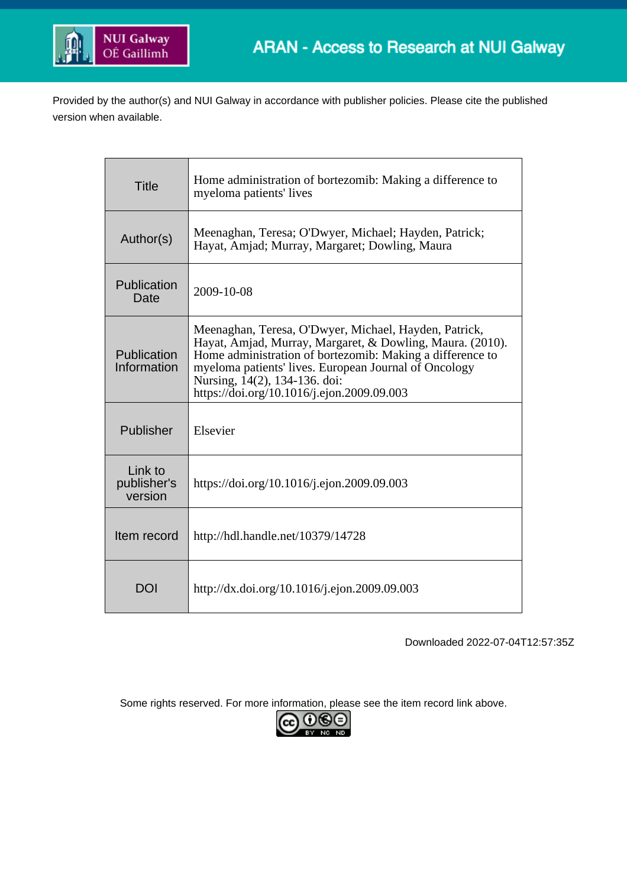Provided by the author(s) and NUI Galway in accordance with publisher policies. Please cite the published version when available.

| | |
|---|---|
| Title | Home administration of bortezomib: Making a difference to myeloma patients' lives |
| Author(s) | Meenaghan, Teresa; O'Dwyer, Michael; Hayden, Patrick; Hayat, Amjad; Murray, Margaret; Dowling, Maura |
| Publication Date | 2009-10-08 |
| Publication Information | Meenaghan, Teresa, O'Dwyer, Michael, Hayden, Patrick, Hayat, Amjad, Murray, Margaret, & Dowling, Maura. (2010). Home administration of bortezomib: Making a difference to myeloma patients' lives. European Journal of Oncology Nursing, 14(2), 134-136. doi: https://doi.org/10.1016/j.ejon.2009.09.003 |
| Publisher | Elsevier |
| Link to publisher's version | https://doi.org/10.1016/j.ejon.2009.09.003 |
| Item record | http://hdl.handle.net/10379/14728 |
| DOI | http://dx.doi.org/10.1016/j.ejon.2009.09.003 |

Downloaded 2022-07-04T12:57:35Z

Some rights reserved. For more information, please see the item record link above.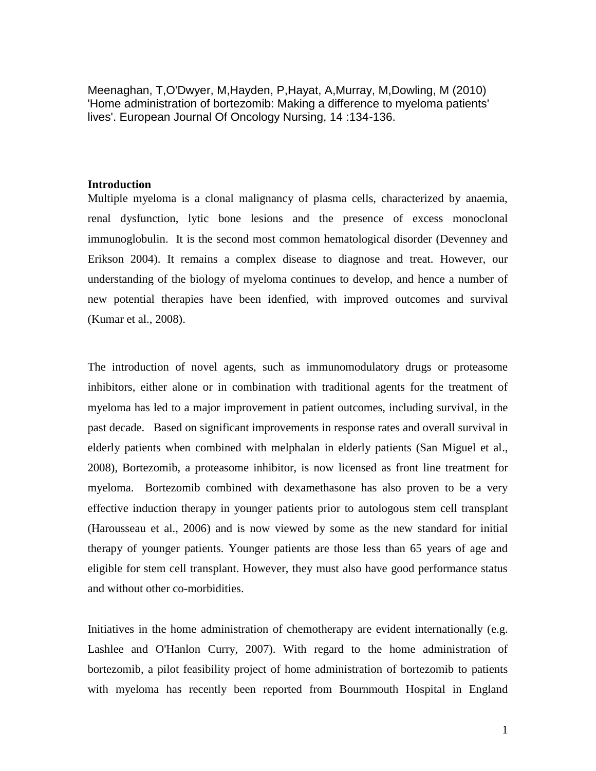Meenaghan, T,O'Dwyer, M,Hayden, P,Hayat, A,Murray, M,Dowling, M (2010) 'Home administration of bortezomib: Making a difference to myeloma patients' lives'. European Journal Of Oncology Nursing, 14 :134-136.

## Introduction

Multiple myeloma is a clonal malignancy of plasma cells, characterized by anaemia, renal dysfunction, lytic bone lesions and the presence of excess monoclonal immunoglobulin. It is the second most common hematological disorder (Devenney and Erikson 2004). It remains a complex disease to diagnose and treat. However, our understanding of the biology of myeloma continues to develop, and hence a number of new potential therapies have been idenfied, with improved outcomes and survival (Kumar et al., 2008).

The introduction of novel agents, such as immunomodulatory drugs or proteasome inhibitors, either alone or in combination with traditional agents for the treatment of myeloma has led to a major improvement in patient outcomes, including survival, in the past decade. Based on significant improvements in response rates and overall survival in elderly patients when combined with melphalan in elderly patients (San Miguel et al., 2008), Bortezomib, a proteasome inhibitor, is now licensed as front line treatment for myeloma. Bortezomib combined with dexamethasone has also proven to be a very effective induction therapy in younger patients prior to autologous stem cell transplant (Harousseau et al., 2006) and is now viewed by some as the new standard for initial therapy of younger patients. Younger patients are those less than 65 years of age and eligible for stem cell transplant. However, they must also have good performance status and without other co-morbidities.

Initiatives in the home administration of chemotherapy are evident internationally (e.g. Lashlee and O'Hanlon Curry, 2007). With regard to the home administration of bortezomib, a pilot feasibility project of home administration of bortezomib to patients with myeloma has recently been reported from Bournmouth Hospital in England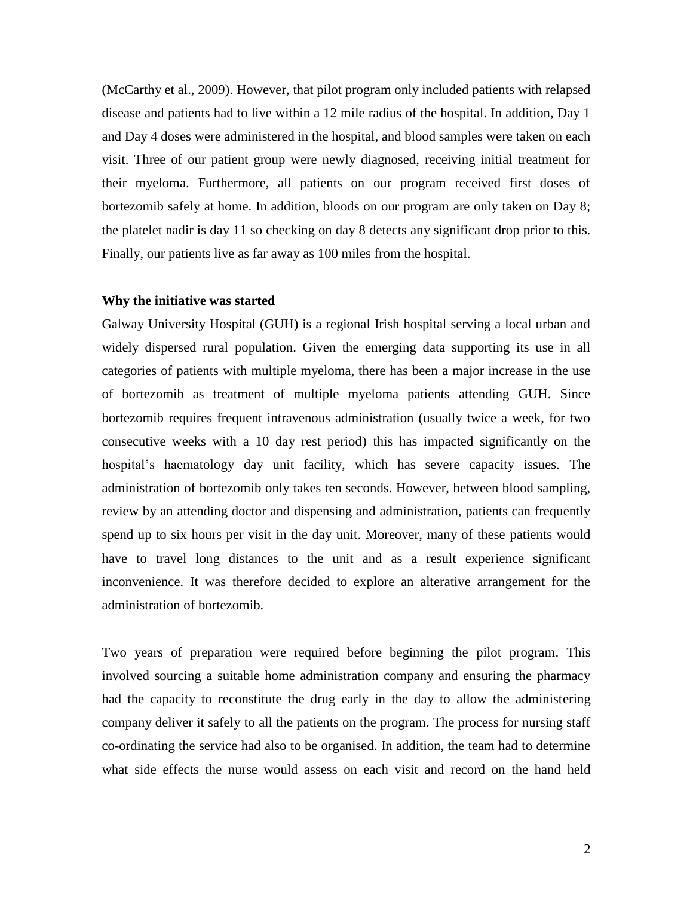(McCarthy et al., 2009). However, that pilot program only included patients with relapsed disease and patients had to live within a 12 mile radius of the hospital. In addition, Day 1 and Day 4 doses were administered in the hospital, and blood samples were taken on each visit. Three of our patient group were newly diagnosed, receiving initial treatment for their myeloma. Furthermore, all patients on our program received first doses of bortezomib safely at home. In addition, bloods on our program are only taken on Day 8; the platelet nadir is day 11 so checking on day 8 detects any significant drop prior to this. Finally, our patients live as far away as 100 miles from the hospital.

**Why the initiative was started**

Galway University Hospital (GUH) is a regional Irish hospital serving a local urban and widely dispersed rural population. Given the emerging data supporting its use in all categories of patients with multiple myeloma, there has been a major increase in the use of bortezomib as treatment of multiple myeloma patients attending GUH. Since bortezomib requires frequent intravenous administration (usually twice a week, for two consecutive weeks with a 10 day rest period) this has impacted significantly on the hospital's haematology day unit facility, which has severe capacity issues. The administration of bortezomib only takes ten seconds. However, between blood sampling, review by an attending doctor and dispensing and administration, patients can frequently spend up to six hours per visit in the day unit. Moreover, many of these patients would have to travel long distances to the unit and as a result experience significant inconvenience. It was therefore decided to explore an alterative arrangement for the administration of bortezomib.

Two years of preparation were required before beginning the pilot program. This involved sourcing a suitable home administration company and ensuring the pharmacy had the capacity to reconstitute the drug early in the day to allow the administering company deliver it safely to all the patients on the program. The process for nursing staff co-ordinating the service had also to be organised. In addition, the team had to determine what side effects the nurse would assess on each visit and record on the hand held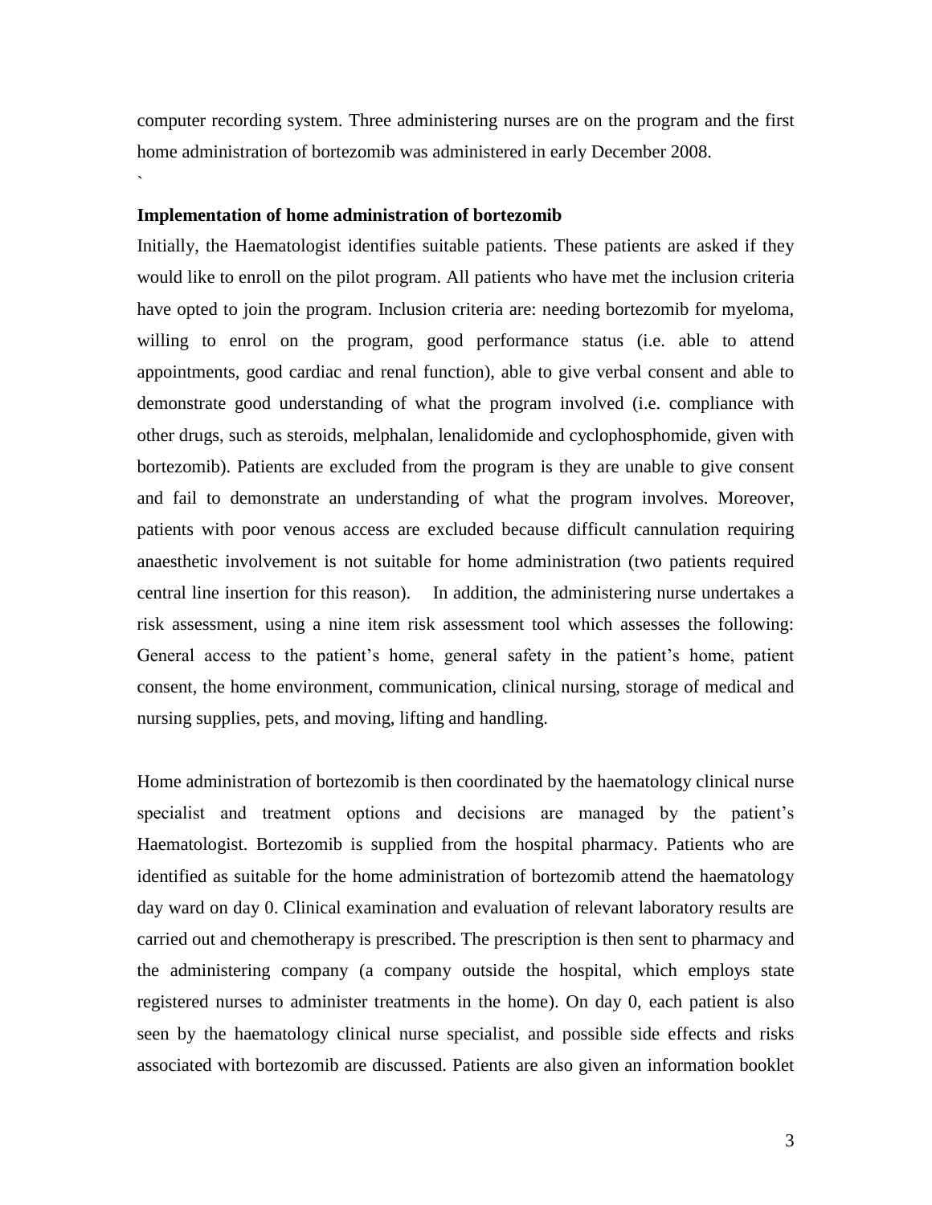computer recording system. Three administering nurses are on the program and the first home administration of bortezomib was administered in early December 2008.

`

**Implementation of home administration of bortezomib**

Initially, the Haematologist identifies suitable patients. These patients are asked if they would like to enroll on the pilot program. All patients who have met the inclusion criteria have opted to join the program. Inclusion criteria are: needing bortezomib for myeloma, willing to enrol on the program, good performance status (i.e. able to attend appointments, good cardiac and renal function), able to give verbal consent and able to demonstrate good understanding of what the program involved (i.e. compliance with other drugs, such as steroids, melphalan, lenalidomide and cyclophosphomide, given with bortezomib). Patients are excluded from the program is they are unable to give consent and fail to demonstrate an understanding of what the program involves. Moreover, patients with poor venous access are excluded because difficult cannulation requiring anaesthetic involvement is not suitable for home administration (two patients required central line insertion for this reason). In addition, the administering nurse undertakes a risk assessment, using a nine item risk assessment tool which assesses the following: General access to the patient's home, general safety in the patient's home, patient consent, the home environment, communication, clinical nursing, storage of medical and nursing supplies, pets, and moving, lifting and handling.

Home administration of bortezomib is then coordinated by the haematology clinical nurse specialist and treatment options and decisions are managed by the patient's Haematologist. Bortezomib is supplied from the hospital pharmacy. Patients who are identified as suitable for the home administration of bortezomib attend the haematology day ward on day 0. Clinical examination and evaluation of relevant laboratory results are carried out and chemotherapy is prescribed. The prescription is then sent to pharmacy and the administering company (a company outside the hospital, which employs state registered nurses to administer treatments in the home). On day 0, each patient is also seen by the haematology clinical nurse specialist, and possible side effects and risks associated with bortezomib are discussed. Patients are also given an information booklet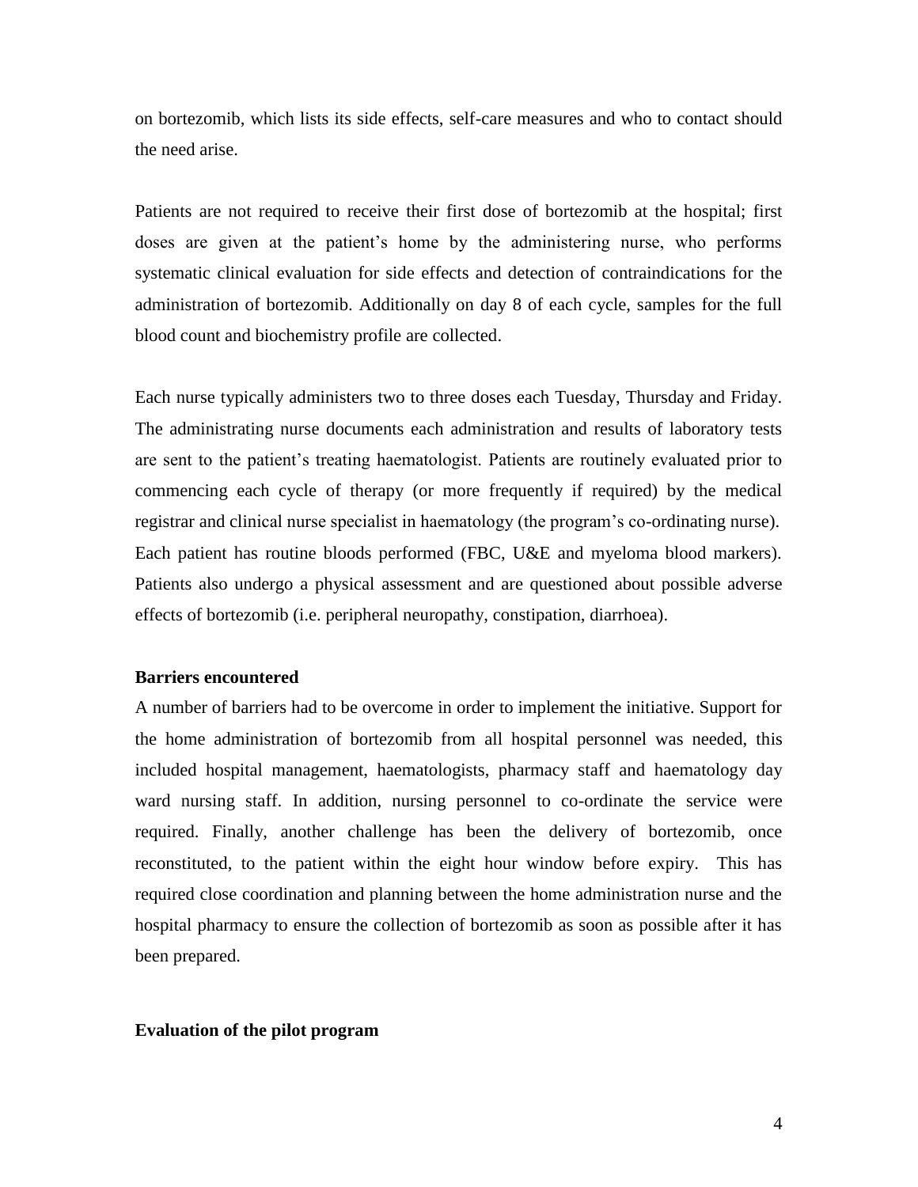on bortezomib, which lists its side effects, self-care measures and who to contact should the need arise.

Patients are not required to receive their first dose of bortezomib at the hospital; first doses are given at the patient's home by the administering nurse, who performs systematic clinical evaluation for side effects and detection of contraindications for the administration of bortezomib. Additionally on day 8 of each cycle, samples for the full blood count and biochemistry profile are collected.

Each nurse typically administers two to three doses each Tuesday, Thursday and Friday. The administrating nurse documents each administration and results of laboratory tests are sent to the patient's treating haematologist. Patients are routinely evaluated prior to commencing each cycle of therapy (or more frequently if required) by the medical registrar and clinical nurse specialist in haematology (the program's co-ordinating nurse). Each patient has routine bloods performed (FBC, U&E and myeloma blood markers). Patients also undergo a physical assessment and are questioned about possible adverse effects of bortezomib (i.e. peripheral neuropathy, constipation, diarrhoea).

**Barriers encountered**

A number of barriers had to be overcome in order to implement the initiative. Support for the home administration of bortezomib from all hospital personnel was needed, this included hospital management, haematologists, pharmacy staff and haematology day ward nursing staff. In addition, nursing personnel to co-ordinate the service were required. Finally, another challenge has been the delivery of bortezomib, once reconstituted, to the patient within the eight hour window before expiry. This has required close coordination and planning between the home administration nurse and the hospital pharmacy to ensure the collection of bortezomib as soon as possible after it has been prepared.

**Evaluation of the pilot program**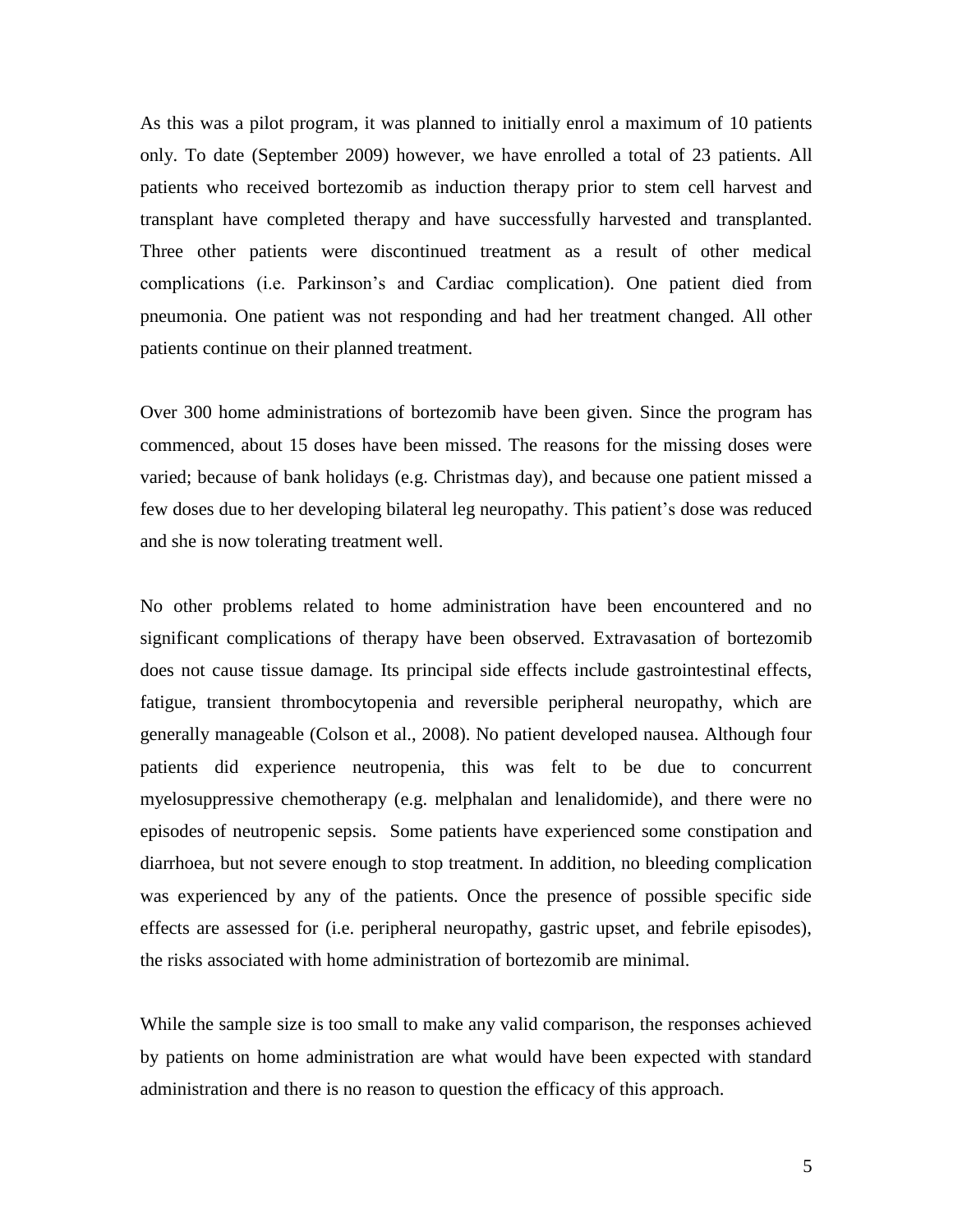As this was a pilot program, it was planned to initially enrol a maximum of 10 patients only. To date (September 2009) however, we have enrolled a total of 23 patients. All patients who received bortezomib as induction therapy prior to stem cell harvest and transplant have completed therapy and have successfully harvested and transplanted. Three other patients were discontinued treatment as a result of other medical complications (i.e. Parkinson's and Cardiac complication). One patient died from pneumonia. One patient was not responding and had her treatment changed. All other patients continue on their planned treatment.

Over 300 home administrations of bortezomib have been given. Since the program has commenced, about 15 doses have been missed. The reasons for the missing doses were varied; because of bank holidays (e.g. Christmas day), and because one patient missed a few doses due to her developing bilateral leg neuropathy. This patient's dose was reduced and she is now tolerating treatment well.

No other problems related to home administration have been encountered and no significant complications of therapy have been observed. Extravasation of bortezomib does not cause tissue damage. Its principal side effects include gastrointestinal effects, fatigue, transient thrombocytopenia and reversible peripheral neuropathy, which are generally manageable (Colson et al., 2008). No patient developed nausea. Although four patients did experience neutropenia, this was felt to be due to concurrent myelosuppressive chemotherapy (e.g. melphalan and lenalidomide), and there were no episodes of neutropenic sepsis. Some patients have experienced some constipation and diarrhoea, but not severe enough to stop treatment. In addition, no bleeding complication was experienced by any of the patients. Once the presence of possible specific side effects are assessed for (i.e. peripheral neuropathy, gastric upset, and febrile episodes), the risks associated with home administration of bortezomib are minimal.

While the sample size is too small to make any valid comparison, the responses achieved by patients on home administration are what would have been expected with standard administration and there is no reason to question the efficacy of this approach.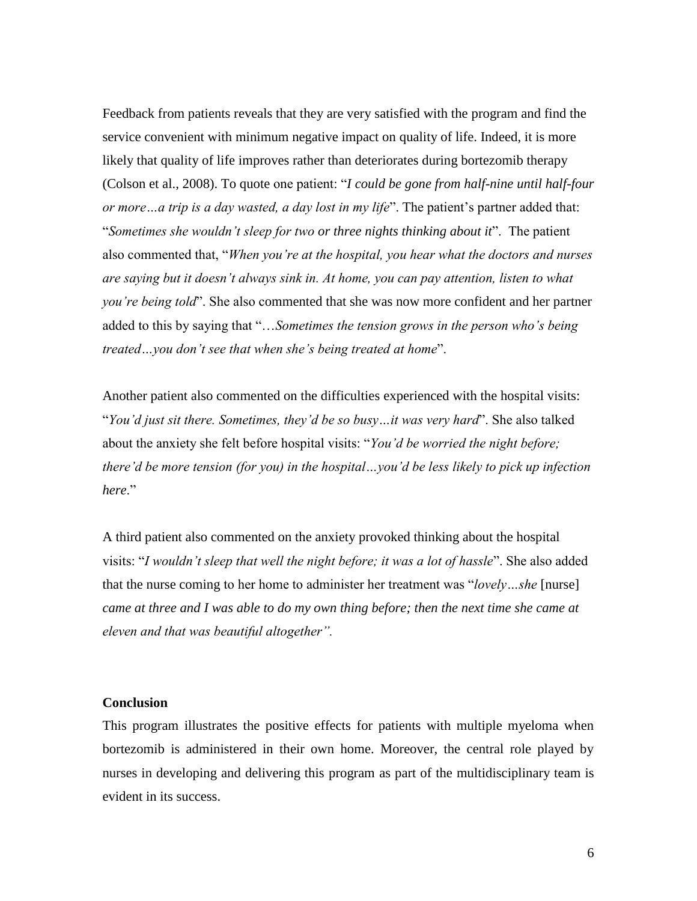Feedback from patients reveals that they are very satisfied with the program and find the service convenient with minimum negative impact on quality of life. Indeed, it is more likely that quality of life improves rather than deteriorates during bortezomib therapy (Colson et al., 2008). To quote one patient: "*I could be gone from half-nine until half-four or more…a trip is a day wasted, a day lost in my life*". The patient's partner added that: "*Sometimes she wouldn't sleep for two or three nights thinking about it*". The patient also commented that, "*When you're at the hospital, you hear what the doctors and nurses are saying but it doesn't always sink in. At home, you can pay attention, listen to what you're being told*". She also commented that she was now more confident and her partner added to this by saying that "…*Sometimes the tension grows in the person who's being treated…you don't see that when she's being treated at home*".

Another patient also commented on the difficulties experienced with the hospital visits: "*You'd just sit there. Sometimes, they'd be so busy…it was very hard*". She also talked about the anxiety she felt before hospital visits: "*You'd be worried the night before; there'd be more tension (for you) in the hospital…you'd be less likely to pick up infection here*."

A third patient also commented on the anxiety provoked thinking about the hospital visits: "*I wouldn't sleep that well the night before; it was a lot of hassle*". She also added that the nurse coming to her home to administer her treatment was "*lovely…she* [nurse] *came at three and I was able to do my own thing before; then the next time she came at eleven and that was beautiful altogether".*

**Conclusion**

This program illustrates the positive effects for patients with multiple myeloma when bortezomib is administered in their own home. Moreover, the central role played by nurses in developing and delivering this program as part of the multidisciplinary team is evident in its success.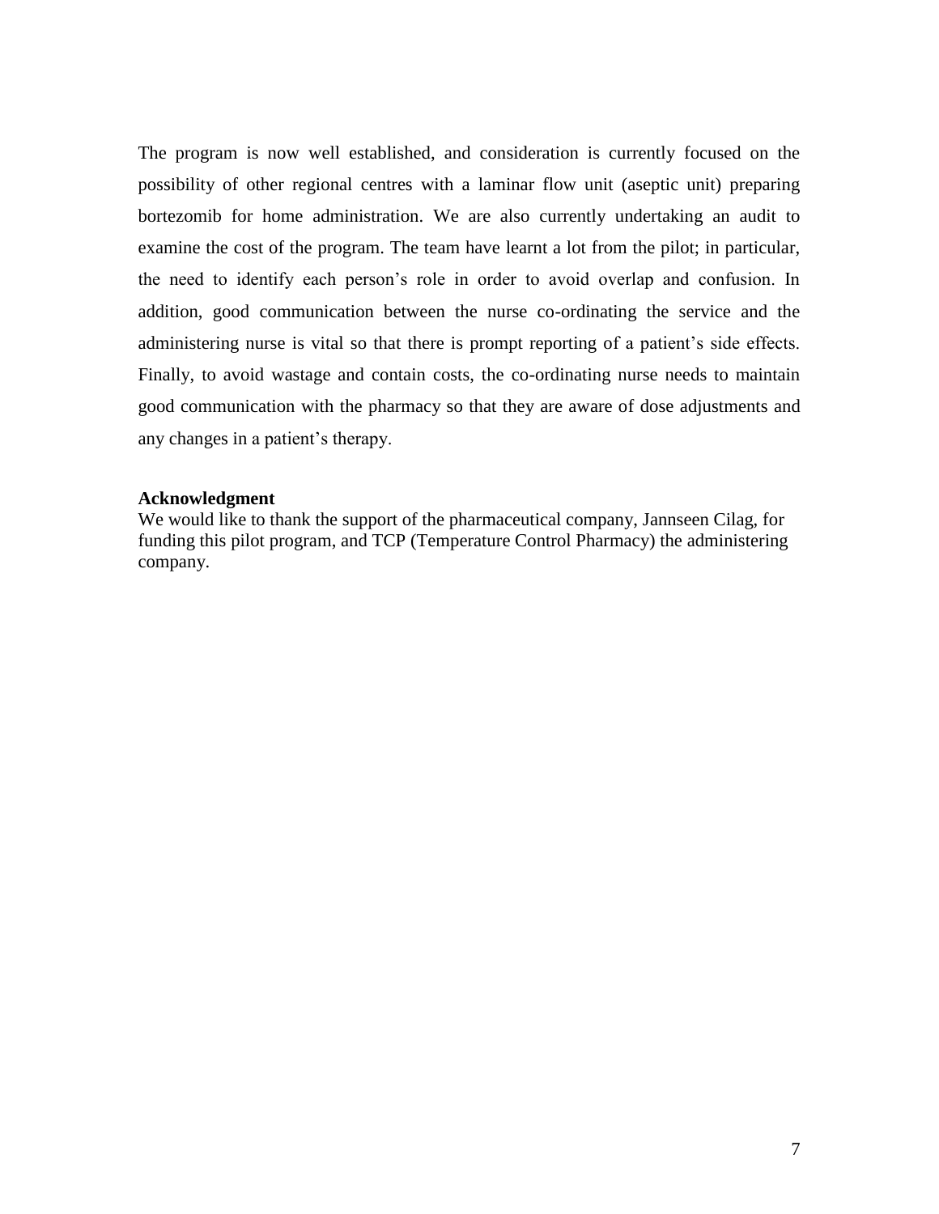The program is now well established, and consideration is currently focused on the possibility of other regional centres with a laminar flow unit (aseptic unit) preparing bortezomib for home administration. We are also currently undertaking an audit to examine the cost of the program. The team have learnt a lot from the pilot; in particular, the need to identify each person's role in order to avoid overlap and confusion. In addition, good communication between the nurse co-ordinating the service and the administering nurse is vital so that there is prompt reporting of a patient's side effects. Finally, to avoid wastage and contain costs, the co-ordinating nurse needs to maintain good communication with the pharmacy so that they are aware of dose adjustments and any changes in a patient's therapy.

**Acknowledgment**

We would like to thank the support of the pharmaceutical company, Jannseen Cilag, for funding this pilot program, and TCP (Temperature Control Pharmacy) the administering company.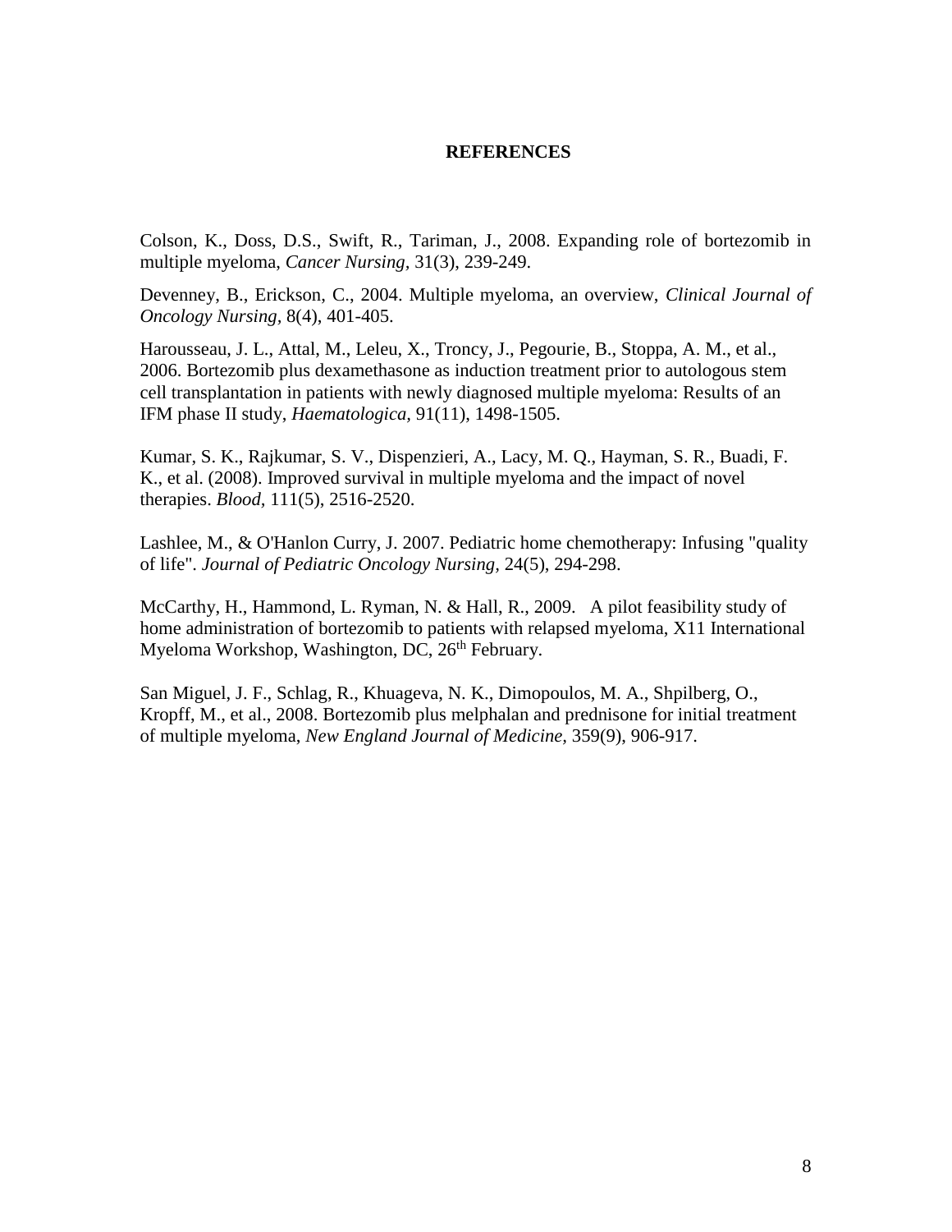## REFERENCES

Colson, K., Doss, D.S., Swift, R., Tariman, J., 2008. Expanding role of bortezomib in multiple myeloma, *Cancer Nursing*, 31(3), 239-249.

Devenney, B., Erickson, C., 2004. Multiple myeloma, an overview, *Clinical Journal of Oncology Nursing*, 8(4), 401-405.

Harousseau, J. L., Attal, M., Leleu, X., Troncy, J., Pegourie, B., Stoppa, A. M., et al., 2006. Bortezomib plus dexamethasone as induction treatment prior to autologous stem cell transplantation in patients with newly diagnosed multiple myeloma: Results of an IFM phase II study, *Haematologica*, 91(11), 1498-1505.

Kumar, S. K., Rajkumar, S. V., Dispenzieri, A., Lacy, M. Q., Hayman, S. R., Buadi, F. K., et al. (2008). Improved survival in multiple myeloma and the impact of novel therapies. *Blood*, 111(5), 2516-2520.

Lashlee, M., & O'Hanlon Curry, J. 2007. Pediatric home chemotherapy: Infusing "quality of life". *Journal of Pediatric Oncology Nursing*, 24(5), 294-298.

McCarthy, H., Hammond, L. Ryman, N. & Hall, R., 2009. A pilot feasibility study of home administration of bortezomib to patients with relapsed myeloma, X11 International Myeloma Workshop, Washington, DC, 26th February.

San Miguel, J. F., Schlag, R., Khuageva, N. K., Dimopoulos, M. A., Shpilberg, O., Kropff, M., et al., 2008. Bortezomib plus melphalan and prednisone for initial treatment of multiple myeloma, *New England Journal of Medicine*, 359(9), 906-917.